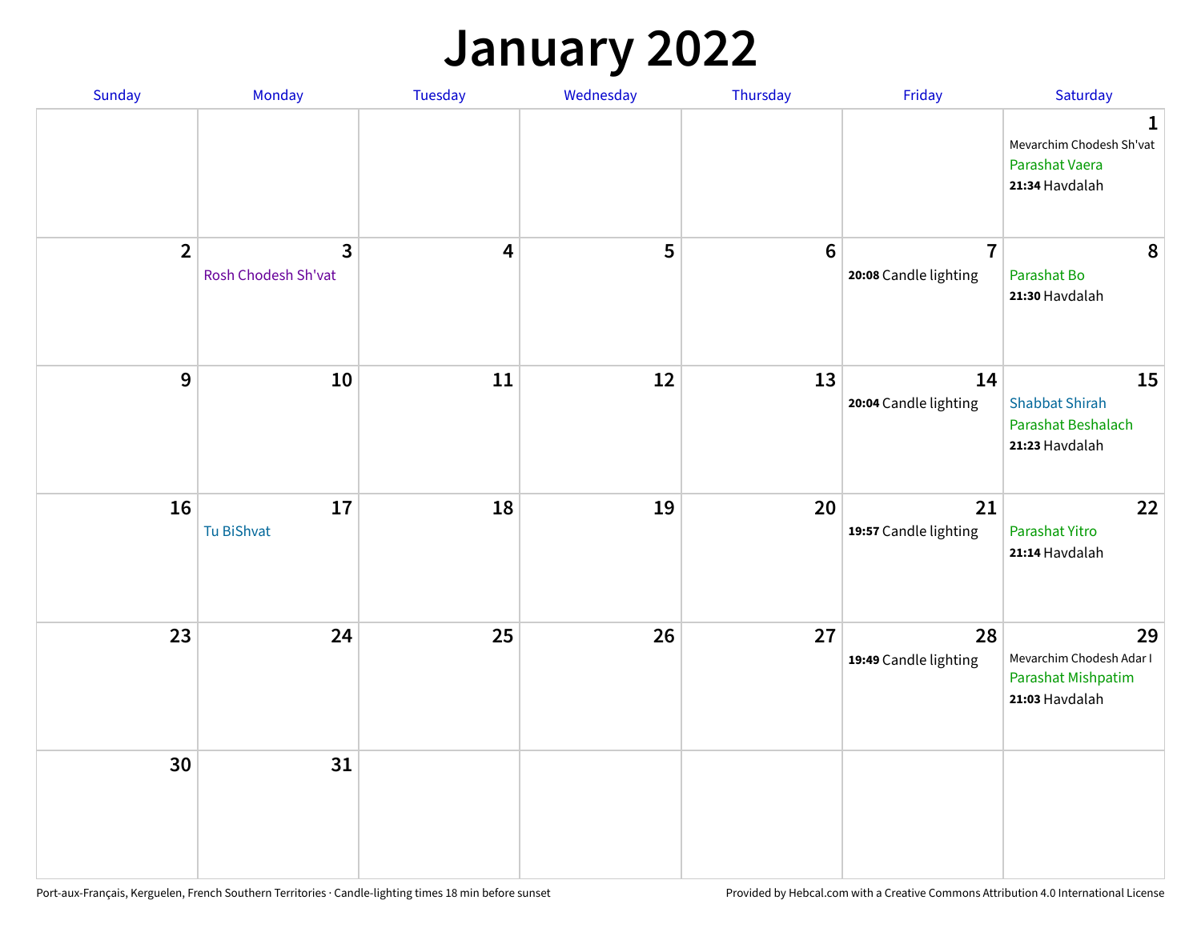# January 2022

| Sunday | Monday | Tuesday | Wednesday | Thursday | Friday | Saturday |
|---|---|---|---|---|---|---|
| | | | | | | **1** Mevarchim Chodesh Sh'vat Parashat Vaera **21:34** Havdalah |
| **2** | **3** Rosh Chodesh Sh'vat | **4** | **5** | **6** | **7** **20:08** Candle lighting | **8** Parashat Bo **21:30** Havdalah |
| **9** | **10** | **11** | **12** | **13** | **14** **20:04** Candle lighting | **15** Shabbat Shirah Parashat Beshalach **21:23** Havdalah |
| **16** | **17** Tu BiShvat | **18** | **19** | **20** | **21** **19:57** Candle lighting | **22** Parashat Yitro **21:14** Havdalah |
| **23** | **24** | **25** | **26** | **27** | **28** **19:49** Candle lighting | **29** Mevarchim Chodesh Adar I Parashat Mishpatim **21:03** Havdalah |
| **30** | **31** | | | | | |

Port-aux-Français, Kerguelen, French Southern Territories · Candle-lighting times 18 min before sunset

Provided by Hebcal.com with a Creative Commons Attribution 4.0 International License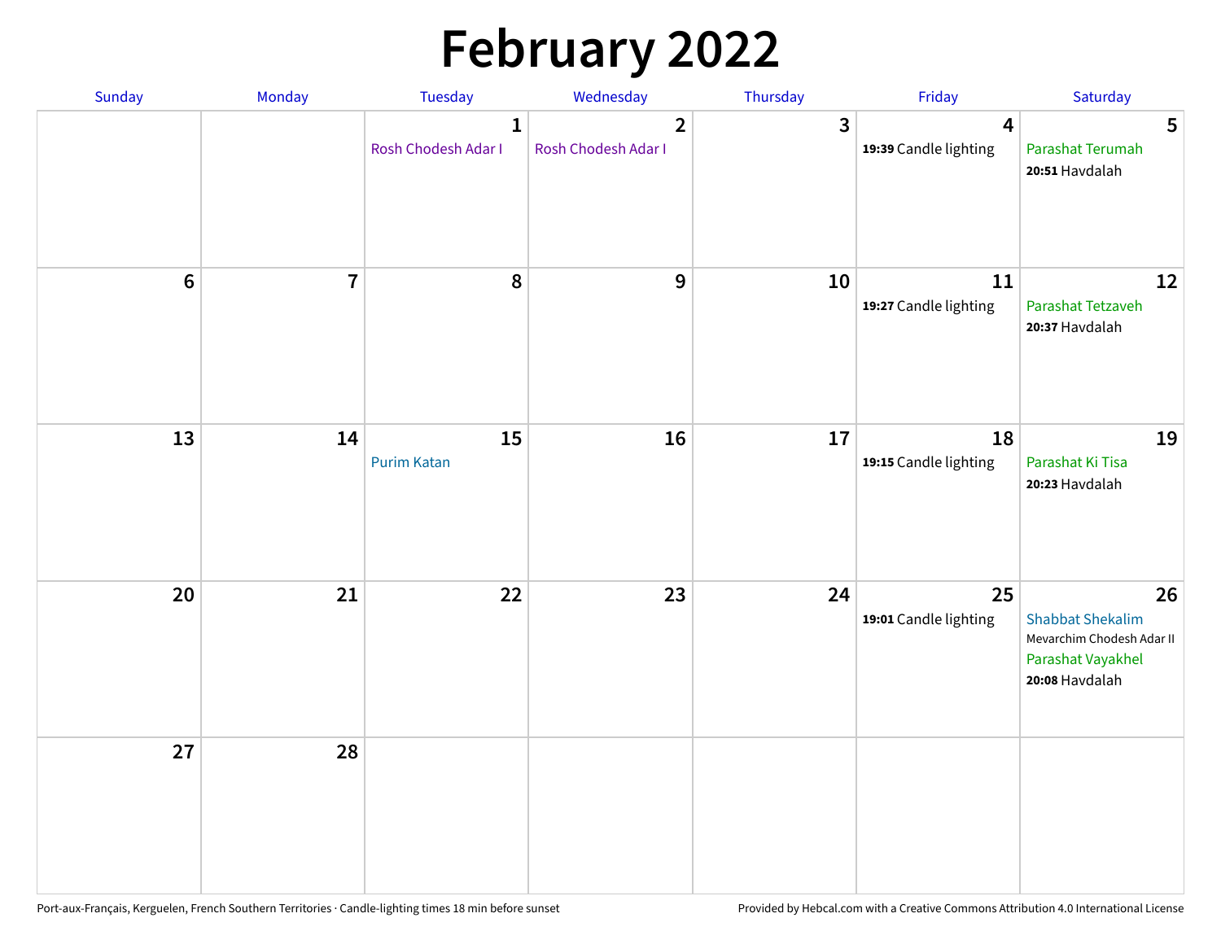# February 2022

| Sunday | Monday | Tuesday | Wednesday | Thursday | Friday | Saturday |
| --- | --- | --- | --- | --- | --- | --- |
| | | 1 Rosh Chodesh Adar I | 2 Rosh Chodesh Adar I | 3 | 4 **19:39** Candle lighting | 5 Parashat Terumah **20:51** Havdalah |
| 6 | 7 | 8 | 9 | 10 | 11 **19:27** Candle lighting | 12 Parashat Tetzaveh **20:37** Havdalah |
| 13 | 14 | 15 Purim Katan | 16 | 17 | 18 **19:15** Candle lighting | 19 Parashat Ki Tisa **20:23** Havdalah |
| 20 | 21 | 22 | 23 | 24 | 25 **19:01** Candle lighting | 26 Shabbat Shekalim Mevarchim Chodesh Adar II Parashat Vayakhel **20:08** Havdalah |
| 27 | 28 | | | | | |

Port-aux-Français, Kerguelen, French Southern Territories · Candle-lighting times 18 min before sunset

Provided by Hebcal.com with a Creative Commons Attribution 4.0 International License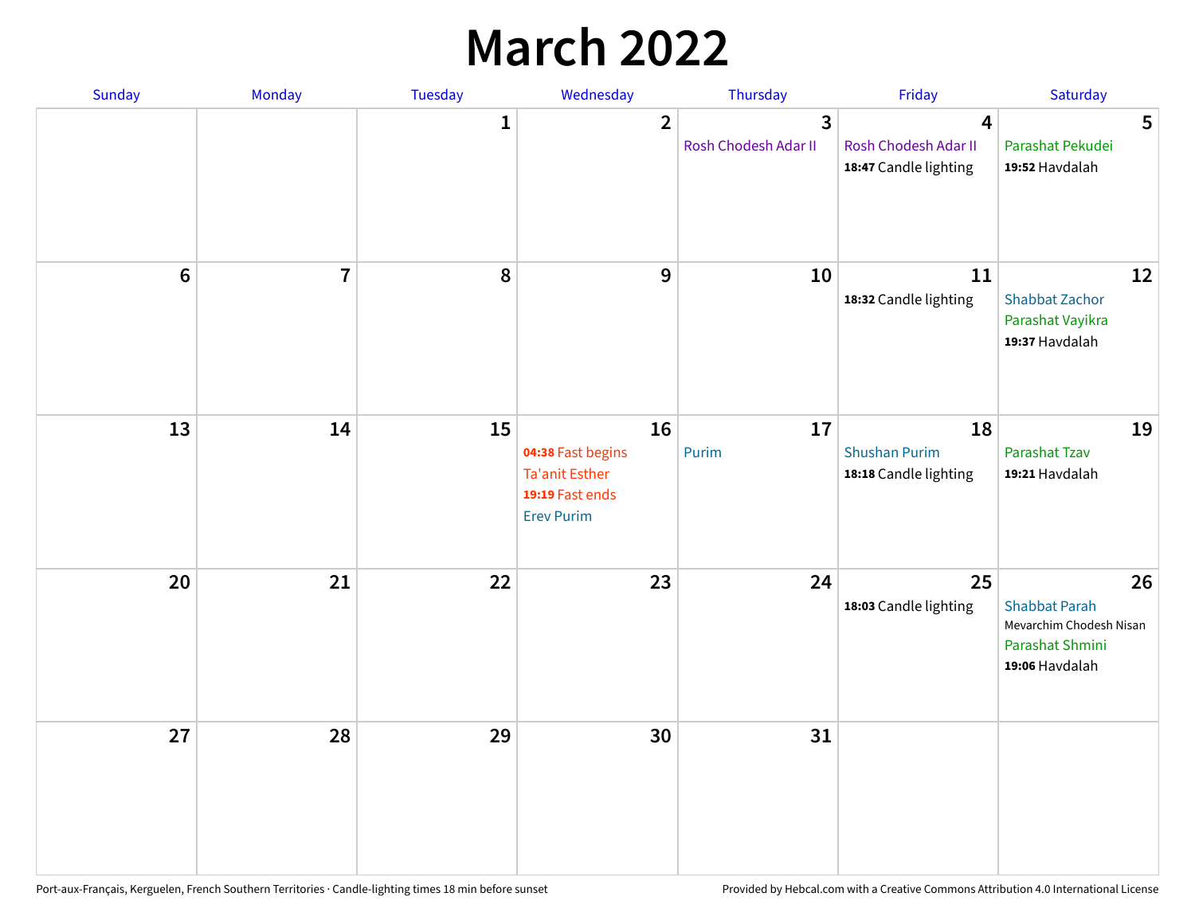# March 2022

| Sunday | Monday | Tuesday | Wednesday | Thursday | Friday | Saturday |
|---|---|---|---|---|---|---|
| | | 1 | 2 | 3<br>Rosh Chodesh Adar II | 4<br>Rosh Chodesh Adar II<br>**18:47** Candle lighting | 5<br>Parashat Pekudei<br>**19:52** Havdalah |
| 6 | 7 | 8 | 9 | 10 | 11<br>**18:32** Candle lighting | 12<br>Shabbat Zachor<br>Parashat Vayikra<br>**19:37** Havdalah |
| 13 | 14 | 15 | 16<br>**04:38** Fast begins<br>Ta'anit Esther<br>**19:19** Fast ends<br>Erev Purim | 17<br>Purim | 18<br>Shushan Purim<br>**18:18** Candle lighting | 19<br>Parashat Tzav<br>**19:21** Havdalah |
| 20 | 21 | 22 | 23 | 24 | 25<br>**18:03** Candle lighting | 26<br>Shabbat Parah<br>Mevarchim Chodesh Nisan<br>Parashat Shmini<br>**19:06** Havdalah |
| 27 | 28 | 29 | 30 | 31 | | |

Port-aux-Français, Kerguelen, French Southern Territories · Candle-lighting times 18 min before sunset

Provided by Hebcal.com with a Creative Commons Attribution 4.0 International License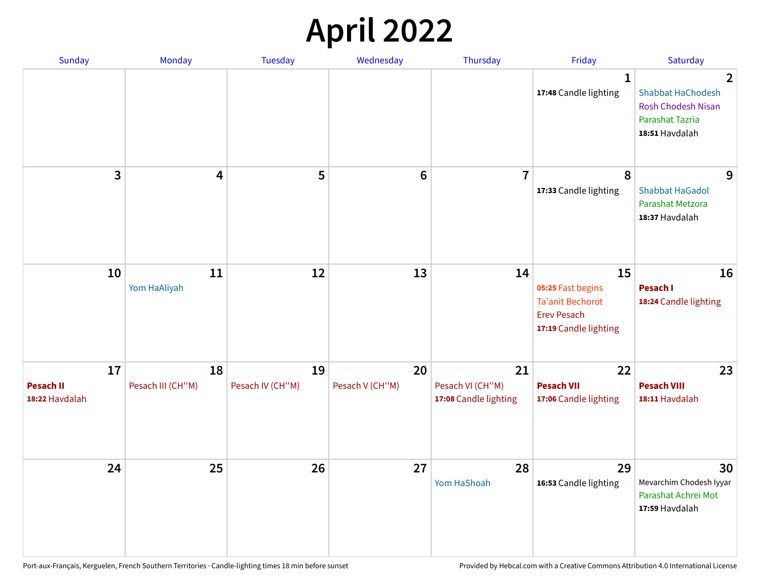# April 2022

| Sunday | Monday | Tuesday | Wednesday | Thursday | Friday | Saturday |
|---|---|---|---|---|---|---|
| | | | | | 1<br>**17:48** Candle lighting | 2<br>Shabbat HaChodesh<br>Rosh Chodesh Nisan<br>Parashat Tazria<br>**18:51** Havdalah |
| 3 | 4 | 5 | 6 | 7 | 8<br>**17:33** Candle lighting | 9<br>Shabbat HaGadol<br>Parashat Metzora<br>**18:37** Havdalah |
| 10 | 11<br>Yom HaAliyah | 12 | 13 | 14 | 15<br>**05:25** Fast begins<br>Ta'anit Bechorot<br>Erev Pesach<br>**17:19** Candle lighting | 16<br>**Pesach I**<br>**18:24** Candle lighting |
| 17<br>**Pesach II**<br>**18:22** Havdalah | 18<br>Pesach III (CH''M) | 19<br>Pesach IV (CH''M) | 20<br>Pesach V (CH''M) | 21<br>Pesach VI (CH''M)<br>**17:08** Candle lighting | 22<br>**Pesach VII**<br>**17:06** Candle lighting | 23<br>**Pesach VIII**<br>**18:11** Havdalah |
| 24 | 25 | 26 | 27 | 28<br>Yom HaShoah | 29<br>**16:53** Candle lighting | 30<br>Mevarchim Chodesh Iyyar<br>Parashat Achrei Mot<br>**17:59** Havdalah |

Port-aux-Français, Kerguelen, French Southern Territories · Candle-lighting times 18 min before sunset

Provided by Hebcal.com with a Creative Commons Attribution 4.0 International License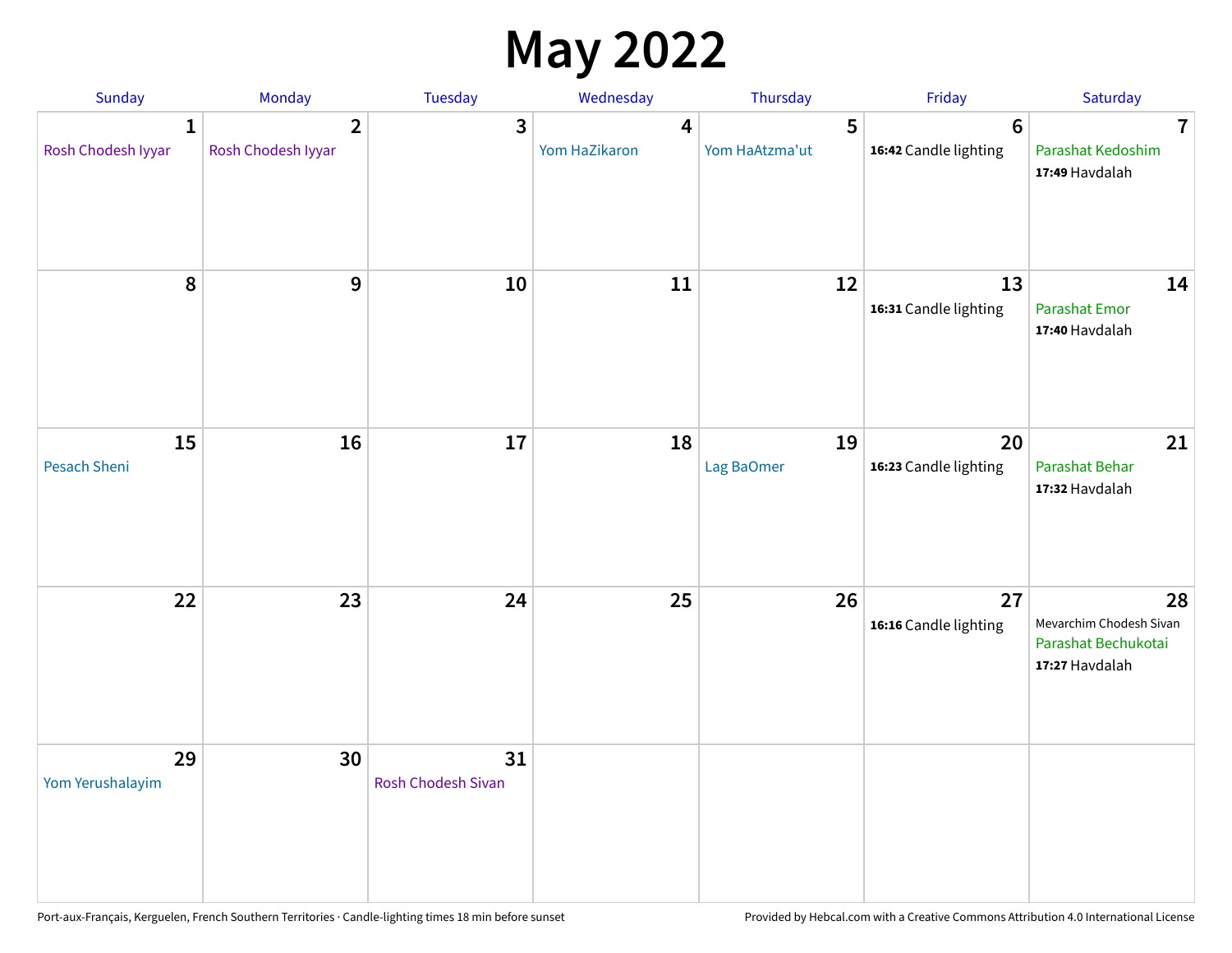# May 2022

| Sunday | Monday | Tuesday | Wednesday | Thursday | Friday | Saturday |
|---|---|---|---|---|---|---|
| **1** Rosh Chodesh Iyyar | **2** Rosh Chodesh Iyyar | **3** | **4** Yom HaZikaron | **5** Yom HaAtzma'ut | **6** **16:42** Candle lighting | **7** Parashat Kedoshim **17:49** Havdalah |
| **8** | **9** | **10** | **11** | **12** | **13** **16:31** Candle lighting | **14** Parashat Emor **17:40** Havdalah |
| **15** Pesach Sheni | **16** | **17** | **18** | **19** Lag BaOmer | **20** **16:23** Candle lighting | **21** Parashat Behar **17:32** Havdalah |
| **22** | **23** | **24** | **25** | **26** | **27** **16:16** Candle lighting | **28** Mevarchim Chodesh Sivan Parashat Bechukotai **17:27** Havdalah |
| **29** Yom Yerushalayim | **30** | **31** Rosh Chodesh Sivan | | | | |

Port-aux-Français, Kerguelen, French Southern Territories · Candle-lighting times 18 min before sunset

Provided by Hebcal.com with a Creative Commons Attribution 4.0 International License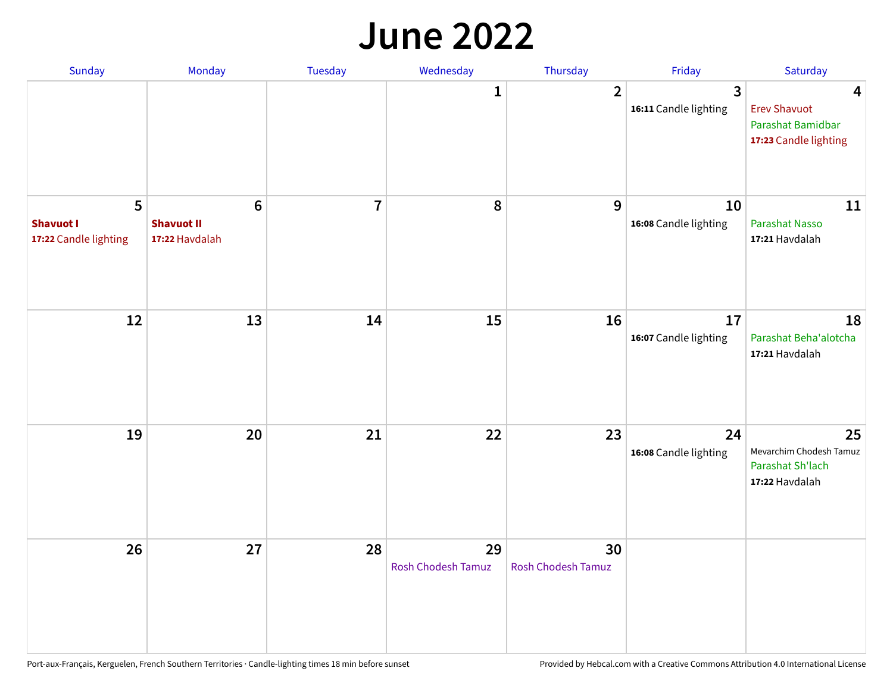# June 2022

| Sunday | Monday | Tuesday | Wednesday | Thursday | Friday | Saturday |
|---|---|---|---|---|---|---|
| | | | 1 | 2 | 3<br>**16:11** Candle lighting | 4<br>Erev Shavuot<br>Parashat Bamidbar<br>**17:23** Candle lighting |
| 5<br>**Shavuot I**<br>**17:22** Candle lighting | 6<br>**Shavuot II**<br>**17:22** Havdalah | 7 | 8 | 9 | 10<br>**16:08** Candle lighting | 11<br>Parashat Nasso<br>**17:21** Havdalah |
| 12 | 13 | 14 | 15 | 16 | 17<br>**16:07** Candle lighting | 18<br>Parashat Beha'alotcha<br>**17:21** Havdalah |
| 19 | 20 | 21 | 22 | 23 | 24<br>**16:08** Candle lighting | 25<br>Mevarchim Chodesh Tamuz<br>Parashat Sh'lach<br>**17:22** Havdalah |
| 26 | 27 | 28 | 29<br>Rosh Chodesh Tamuz | 30<br>Rosh Chodesh Tamuz | | |

Port-aux-Français, Kerguelen, French Southern Territories · Candle-lighting times 18 min before sunset

Provided by Hebcal.com with a Creative Commons Attribution 4.0 International License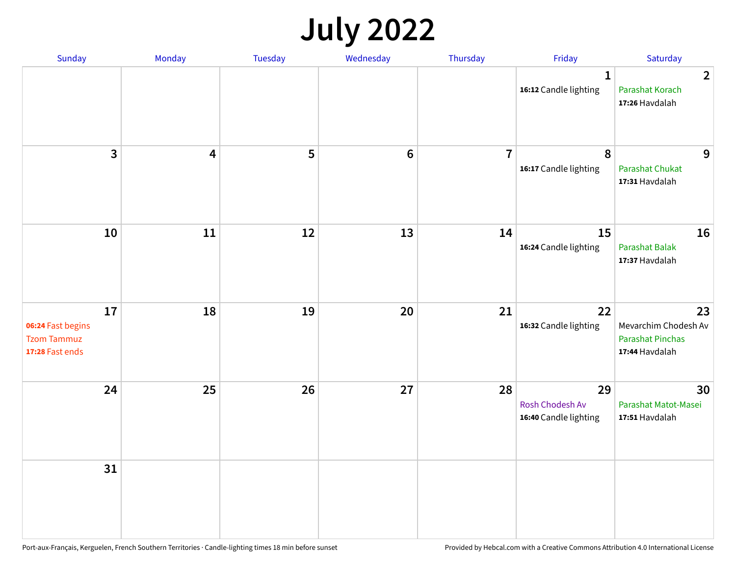# July 2022

| Sunday | Monday | Tuesday | Wednesday | Thursday | Friday | Saturday |
|---|---|---|---|---|---|---|
| | | | | | 1<br>**16:12** Candle lighting | 2<br>Parashat Korach<br>**17:26** Havdalah |
| 3 | 4 | 5 | 6 | 7 | 8<br>**16:17** Candle lighting | 9<br>Parashat Chukat<br>**17:31** Havdalah |
| 10 | 11 | 12 | 13 | 14 | 15<br>**16:24** Candle lighting | 16<br>Parashat Balak<br>**17:37** Havdalah |
| 17<br>**06:24** Fast begins<br>Tzom Tammuz<br>**17:28** Fast ends | 18 | 19 | 20 | 21 | 22<br>**16:32** Candle lighting | 23<br>Mevarchim Chodesh Av<br>Parashat Pinchas<br>**17:44** Havdalah |
| 24 | 25 | 26 | 27 | 28 | 29<br>Rosh Chodesh Av<br>**16:40** Candle lighting | 30<br>Parashat Matot-Masei<br>**17:51** Havdalah |
| 31 | | | | | | |

Port-aux-Français, Kerguelen, French Southern Territories · Candle-lighting times 18 min before sunset

Provided by Hebcal.com with a Creative Commons Attribution 4.0 International License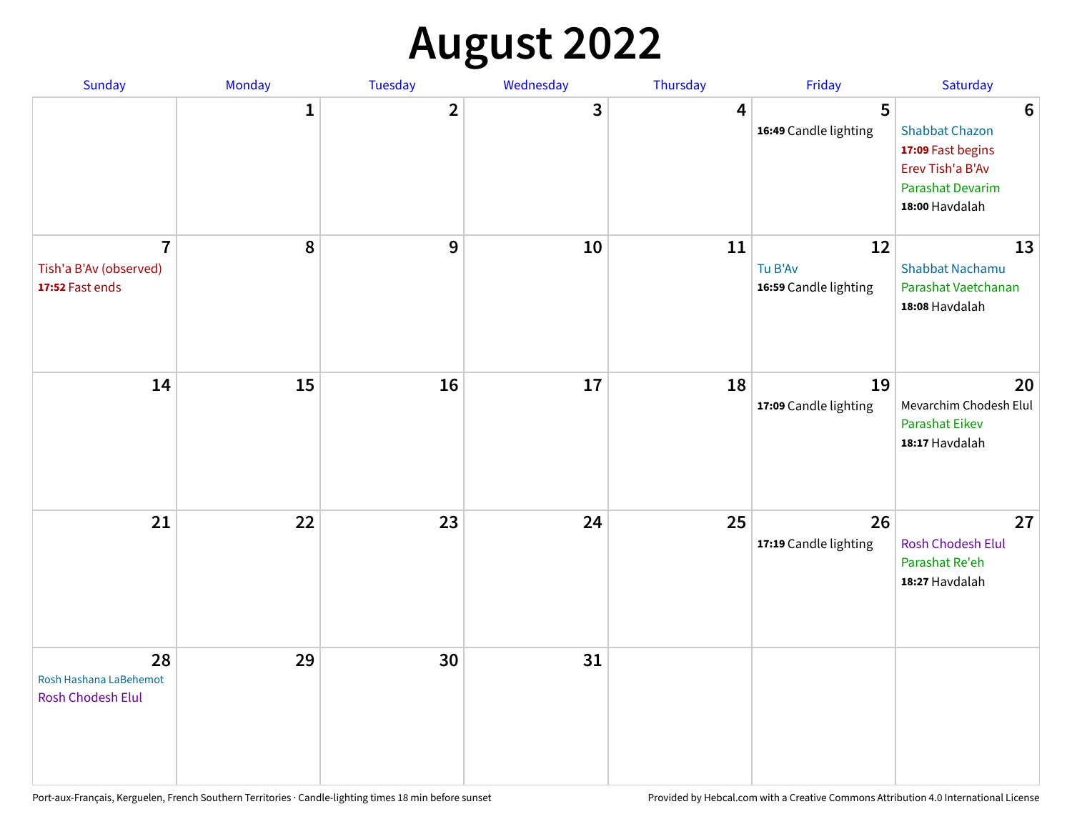# August 2022

| Sunday | Monday | Tuesday | Wednesday | Thursday | Friday | Saturday |
|---|---|---|---|---|---|---|
| | 1 | 2 | 3 | 4 | 5<br>**16:49** Candle lighting | 6<br>Shabbat Chazon<br>**17:09** Fast begins<br>Erev Tish'a B'Av<br>Parashat Devarim<br>**18:00** Havdalah |
| 7<br>Tish'a B'Av (observed)<br>**17:52** Fast ends | 8 | 9 | 10 | 11 | 12<br>Tu B'Av<br>**16:59** Candle lighting | 13<br>Shabbat Nachamu<br>Parashat Vaetchanan<br>**18:08** Havdalah |
| 14 | 15 | 16 | 17 | 18 | 19<br>**17:09** Candle lighting | 20<br>Mevarchim Chodesh Elul<br>Parashat Eikev<br>**18:17** Havdalah |
| 21 | 22 | 23 | 24 | 25 | 26<br>**17:19** Candle lighting | 27<br>Rosh Chodesh Elul<br>Parashat Re'eh<br>**18:27** Havdalah |
| 28<br>Rosh Hashana LaBehemot<br>Rosh Chodesh Elul | 29 | 30 | 31 | | | |

Port-aux-Français, Kerguelen, French Southern Territories · Candle-lighting times 18 min before sunset

Provided by Hebcal.com with a Creative Commons Attribution 4.0 International License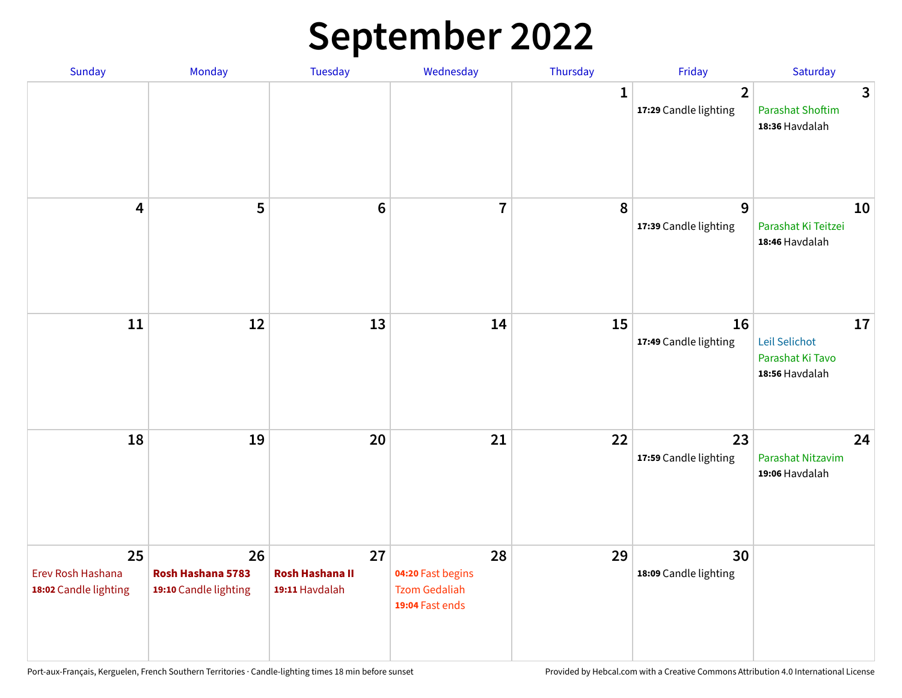# September 2022

| Sunday | Monday | Tuesday | Wednesday | Thursday | Friday | Saturday |
|---|---|---|---|---|---|---|
| | | | | 1 | 2<br>**17:29** Candle lighting | 3<br>Parashat Shoftim<br>**18:36** Havdalah |
| 4 | 5 | 6 | 7 | 8 | 9<br>**17:39** Candle lighting | 10<br>Parashat Ki Teitzei<br>**18:46** Havdalah |
| 11 | 12 | 13 | 14 | 15 | 16<br>**17:49** Candle lighting | 17<br>Leil Selichot<br>Parashat Ki Tavo<br>**18:56** Havdalah |
| 18 | 19 | 20 | 21 | 22 | 23<br>**17:59** Candle lighting | 24<br>Parashat Nitzavim<br>**19:06** Havdalah |
| 25<br>Erev Rosh Hashana<br>**18:02** Candle lighting | 26<br>**Rosh Hashana 5783**<br>**19:10** Candle lighting | 27<br>**Rosh Hashana II**<br>**19:11** Havdalah | 28<br>**04:20** Fast begins<br>Tzom Gedaliah<br>**19:04** Fast ends | 29 | 30<br>**18:09** Candle lighting | |

Port-aux-Français, Kerguelen, French Southern Territories · Candle-lighting times 18 min before sunset

Provided by Hebcal.com with a Creative Commons Attribution 4.0 International License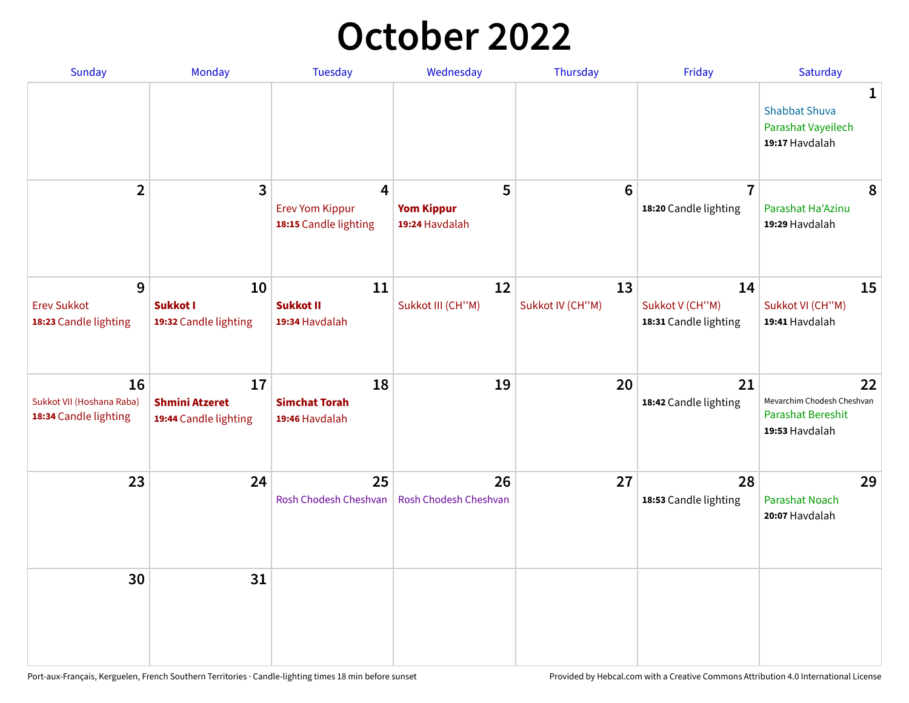# October 2022

| Sunday | Monday | Tuesday | Wednesday | Thursday | Friday | Saturday |
|---|---|---|---|---|---|---|
| | | | | | | **1** Shabbat Shuva Parashat Vayeilech **19:17** Havdalah |
| **2** | **3** | **4** Erev Yom Kippur **18:15** Candle lighting | **5** **Yom Kippur** **19:24** Havdalah | **6** | **7** **18:20** Candle lighting | **8** Parashat Ha'Azinu **19:29** Havdalah |
| **9** Erev Sukkot **18:23** Candle lighting | **10** **Sukkot I** **19:32** Candle lighting | **11** **Sukkot II** **19:34** Havdalah | **12** Sukkot III (CH''M) | **13** Sukkot IV (CH''M) | **14** Sukkot V (CH''M) **18:31** Candle lighting | **15** Sukkot VI (CH''M) **19:41** Havdalah |
| **16** Sukkot VII (Hoshana Raba) **18:34** Candle lighting | **17** **Shmini Atzeret** **19:44** Candle lighting | **18** **Simchat Torah** **19:46** Havdalah | **19** | **20** | **21** **18:42** Candle lighting | **22** Mevarchim Chodesh Cheshvan Parashat Bereshit **19:53** Havdalah |
| **23** | **24** | **25** Rosh Chodesh Cheshvan | **26** Rosh Chodesh Cheshvan | **27** | **28** **18:53** Candle lighting | **29** Parashat Noach **20:07** Havdalah |
| **30** | **31** | | | | | |

Port-aux-Français, Kerguelen, French Southern Territories · Candle-lighting times 18 min before sunset

Provided by Hebcal.com with a Creative Commons Attribution 4.0 International License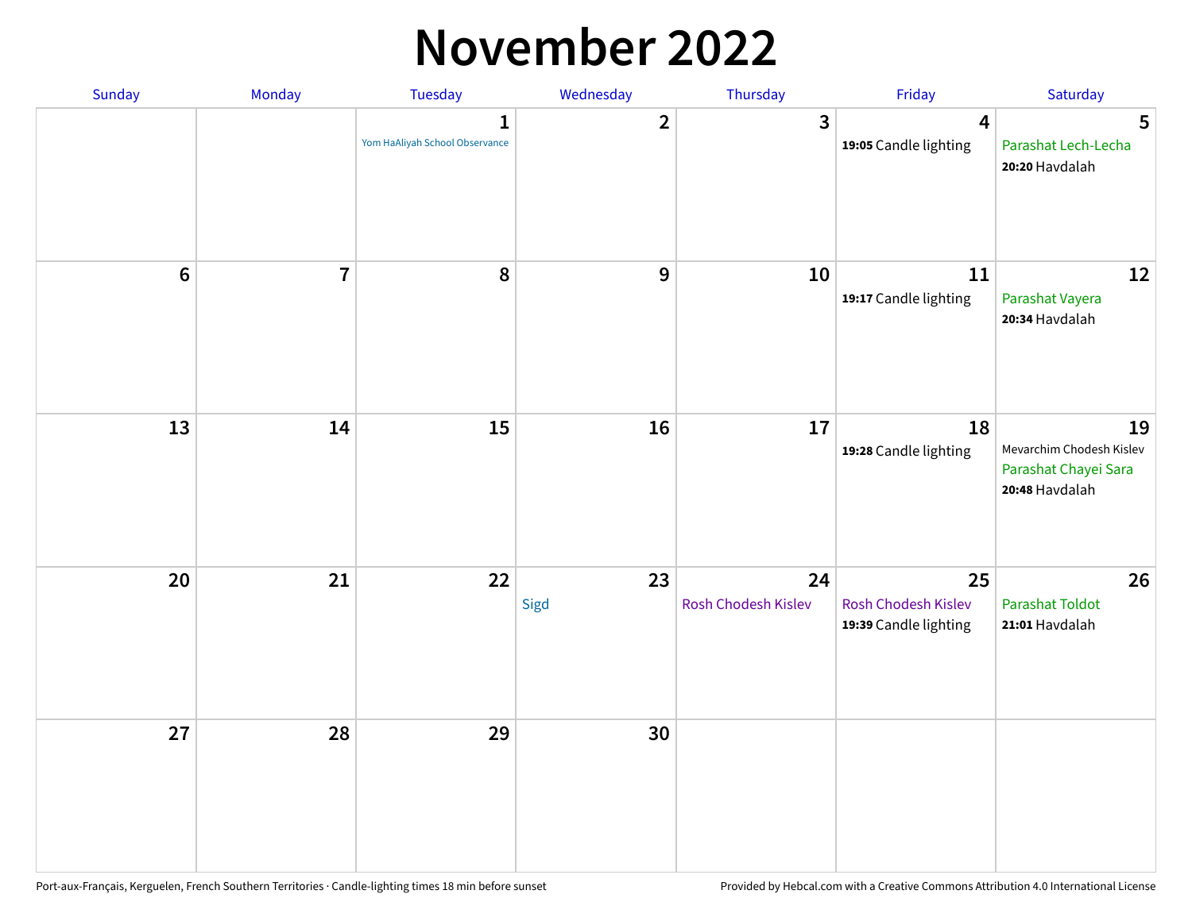# November 2022

| Sunday | Monday | Tuesday | Wednesday | Thursday | Friday | Saturday |
|---|---|---|---|---|---|---|
| | | 1 Yom HaAliyah School Observance | 2 | 3 | 4 **19:05** Candle lighting | 5 Parashat Lech-Lecha **20:20** Havdalah |
| 6 | 7 | 8 | 9 | 10 | 11 **19:17** Candle lighting | 12 Parashat Vayera **20:34** Havdalah |
| 13 | 14 | 15 | 16 | 17 | 18 **19:28** Candle lighting | 19 Mevarchim Chodesh Kislev Parashat Chayei Sara **20:48** Havdalah |
| 20 | 21 | 22 | 23 Sigd | 24 Rosh Chodesh Kislev | 25 Rosh Chodesh Kislev **19:39** Candle lighting | 26 Parashat Toldot **21:01** Havdalah |
| 27 | 28 | 29 | 30 | | | |

Port-aux-Français, Kerguelen, French Southern Territories · Candle-lighting times 18 min before sunset

Provided by Hebcal.com with a Creative Commons Attribution 4.0 International License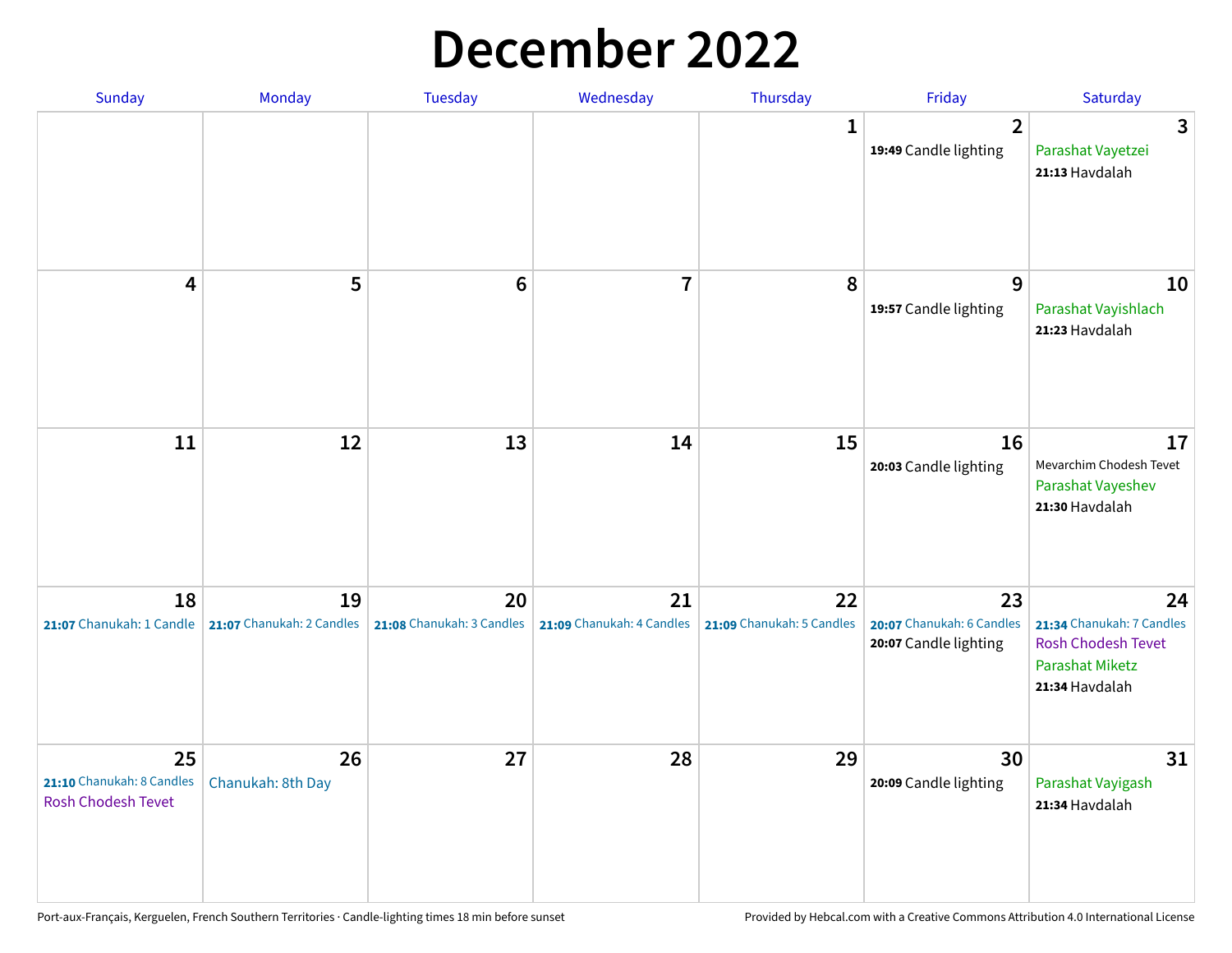# December 2022

| Sunday | Monday | Tuesday | Wednesday | Thursday | Friday | Saturday |
|---|---|---|---|---|---|---|
| | | | | 1 | 2<br>**19:49** Candle lighting | 3<br>Parashat Vayetzei<br>**21:13** Havdalah |
| 4 | 5 | 6 | 7 | 8 | 9<br>**19:57** Candle lighting | 10<br>Parashat Vayishlach<br>**21:23** Havdalah |
| 11 | 12 | 13 | 14 | 15 | 16<br>**20:03** Candle lighting | 17<br>Mevarchim Chodesh Tevet<br>Parashat Vayeshev<br>**21:30** Havdalah |
| 18<br>**21:07** Chanukah: 1 Candle | 19<br>**21:07** Chanukah: 2 Candles | 20<br>**21:08** Chanukah: 3 Candles | 21<br>**21:09** Chanukah: 4 Candles | 22<br>**21:09** Chanukah: 5 Candles | 23<br>**20:07** Chanukah: 6 Candles<br>**20:07** Candle lighting | 24<br>**21:34** Chanukah: 7 Candles<br>Rosh Chodesh Tevet<br>Parashat Miketz<br>**21:34** Havdalah |
| 25<br>**21:10** Chanukah: 8 Candles<br>Rosh Chodesh Tevet | 26<br>Chanukah: 8th Day | 27 | 28 | 29 | 30<br>**20:09** Candle lighting | 31<br>Parashat Vayigash<br>**21:34** Havdalah |

Port-aux-Français, Kerguelen, French Southern Territories · Candle-lighting times 18 min before sunset

Provided by Hebcal.com with a Creative Commons Attribution 4.0 International License